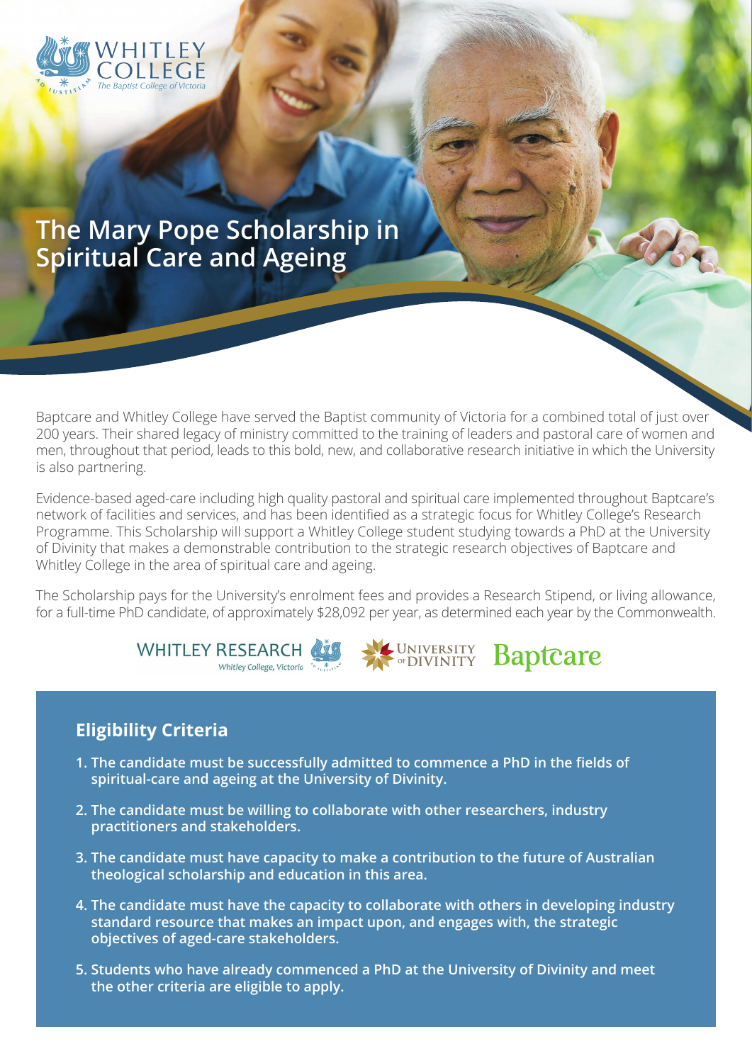# The Mary Pope Scholarship in Spiritual Care and Ageing

Baptcare and Whitley College have served the Baptist community of Victoria for a combined total of just over 200 years. Their shared legacy of ministry committed to the training of leaders and pastoral care of women and men, throughout that period, leads to this bold, new, and collaborative research initiative in which the University is also partnering.

Evidence-based aged-care including high quality pastoral and spiritual care implemented throughout Baptcare's network of facilities and services, and has been identified as a strategic focus for Whitley College's Research Programme. This Scholarship will support a Whitley College student studying towards a PhD at the University of Divinity that makes a demonstrable contribution to the strategic research objectives of Baptcare and Whitley College in the area of spiritual care and ageing.

The Scholarship pays for the University's enrolment fees and provides a Research Stipend, or living allowance, for a full-time PhD candidate, of approximately $28,092 per year, as determined each year by the Commonwealth.

## Eligibility Criteria

1. **The candidate must be successfully admitted to commence a PhD in the fields of spiritual-care and ageing at the University of Divinity.**
2. **The candidate must be willing to collaborate with other researchers, industry practitioners and stakeholders.**
3. **The candidate must have capacity to make a contribution to the future of Australian theological scholarship and education in this area.**
4. **The candidate must have the capacity to collaborate with others in developing industry standard resource that makes an impact upon, and engages with, the strategic objectives of aged-care stakeholders.**
5. **Students who have already commenced a PhD at the University of Divinity and meet the other criteria are eligible to apply.**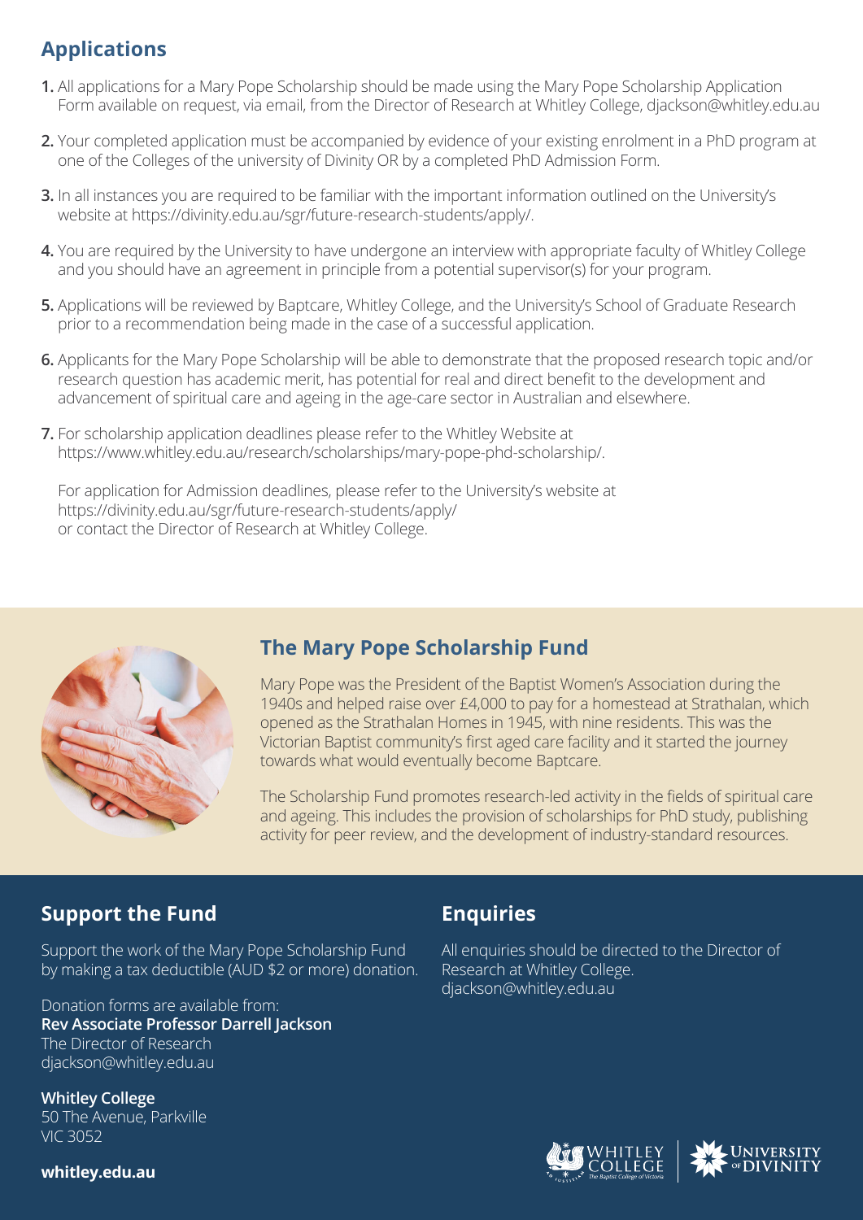## Applications

1. All applications for a Mary Pope Scholarship should be made using the Mary Pope Scholarship Application Form available on request, via email, from the Director of Research at Whitley College, djackson@whitley.edu.au
2. Your completed application must be accompanied by evidence of your existing enrolment in a PhD program at one of the Colleges of the university of Divinity OR by a completed PhD Admission Form.
3. In all instances you are required to be familiar with the important information outlined on the University's website at https://divinity.edu.au/sgr/future-research-students/apply/.
4. You are required by the University to have undergone an interview with appropriate faculty of Whitley College and you should have an agreement in principle from a potential supervisor(s) for your program.
5. Applications will be reviewed by Baptcare, Whitley College, and the University's School of Graduate Research prior to a recommendation being made in the case of a successful application.
6. Applicants for the Mary Pope Scholarship will be able to demonstrate that the proposed research topic and/or research question has academic merit, has potential for real and direct benefit to the development and advancement of spiritual care and ageing in the age-care sector in Australian and elsewhere.
7. For scholarship application deadlines please refer to the Whitley Website at https://www.whitley.edu.au/research/scholarships/mary-pope-phd-scholarship/.

   For application for Admission deadlines, please refer to the University's website at https://divinity.edu.au/sgr/future-research-students/apply/ or contact the Director of Research at Whitley College.

## The Mary Pope Scholarship Fund

Mary Pope was the President of the Baptist Women's Association during the 1940s and helped raise over £4,000 to pay for a homestead at Strathalan, which opened as the Strathalan Homes in 1945, with nine residents. This was the Victorian Baptist community's first aged care facility and it started the journey towards what would eventually become Baptcare.

The Scholarship Fund promotes research-led activity in the fields of spiritual care and ageing. This includes the provision of scholarships for PhD study, publishing activity for peer review, and the development of industry-standard resources.

## Support the Fund

Support the work of the Mary Pope Scholarship Fund by making a tax deductible (AUD $2 or more) donation.

Donation forms are available from:
**Rev Associate Professor Darrell Jackson**
The Director of Research
djackson@whitley.edu.au

**Whitley College**
50 The Avenue, Parkville
VIC 3052

**whitley.edu.au**

## Enquiries

All enquiries should be directed to the Director of Research at Whitley College.
djackson@whitley.edu.au

WHITLEY COLLEGE *The Baptist College of Victoria*

UNIVERSITY OF DIVINITY